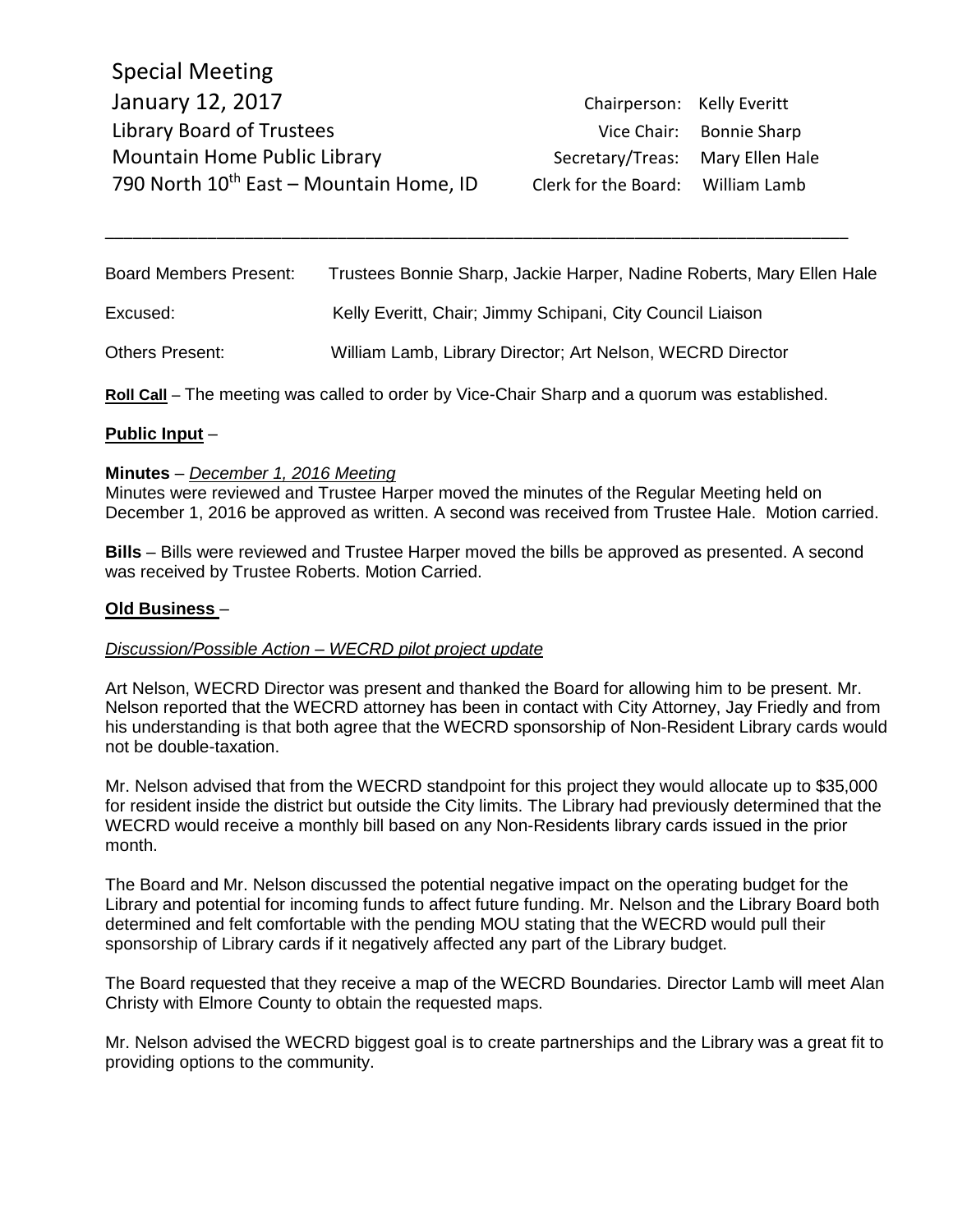Special Meeting
January 12, 2017
Library Board of Trustees
Mountain Home Public Library
790 North 10th East – Mountain Home, ID

Chairperson: Kelly Everitt
Vice Chair: Bonnie Sharp
Secretary/Treas: Mary Ellen Hale
Clerk for the Board: William Lamb

---

Board Members Present: Trustees Bonnie Sharp, Jackie Harper, Nadine Roberts, Mary Ellen Hale

Excused: Kelly Everitt, Chair; Jimmy Schipani, City Council Liaison

Others Present: William Lamb, Library Director; Art Nelson, WECRD Director

**Roll Call** – The meeting was called to order by Vice-Chair Sharp and a quorum was established.

**Public Input** –

**Minutes** – *December 1, 2016 Meeting*
Minutes were reviewed and Trustee Harper moved the minutes of the Regular Meeting held on December 1, 2016 be approved as written. A second was received from Trustee Hale. Motion carried.

**Bills** – Bills were reviewed and Trustee Harper moved the bills be approved as presented. A second was received by Trustee Roberts. Motion Carried.

**Old Business** –

*Discussion/Possible Action – WECRD pilot project update*

Art Nelson, WECRD Director was present and thanked the Board for allowing him to be present. Mr. Nelson reported that the WECRD attorney has been in contact with City Attorney, Jay Friedly and from his understanding is that both agree that the WECRD sponsorship of Non-Resident Library cards would not be double-taxation.

Mr. Nelson advised that from the WECRD standpoint for this project they would allocate up to $35,000 for resident inside the district but outside the City limits. The Library had previously determined that the WECRD would receive a monthly bill based on any Non-Residents library cards issued in the prior month.

The Board and Mr. Nelson discussed the potential negative impact on the operating budget for the Library and potential for incoming funds to affect future funding. Mr. Nelson and the Library Board both determined and felt comfortable with the pending MOU stating that the WECRD would pull their sponsorship of Library cards if it negatively affected any part of the Library budget.

The Board requested that they receive a map of the WECRD Boundaries. Director Lamb will meet Alan Christy with Elmore County to obtain the requested maps.

Mr. Nelson advised the WECRD biggest goal is to create partnerships and the Library was a great fit to providing options to the community.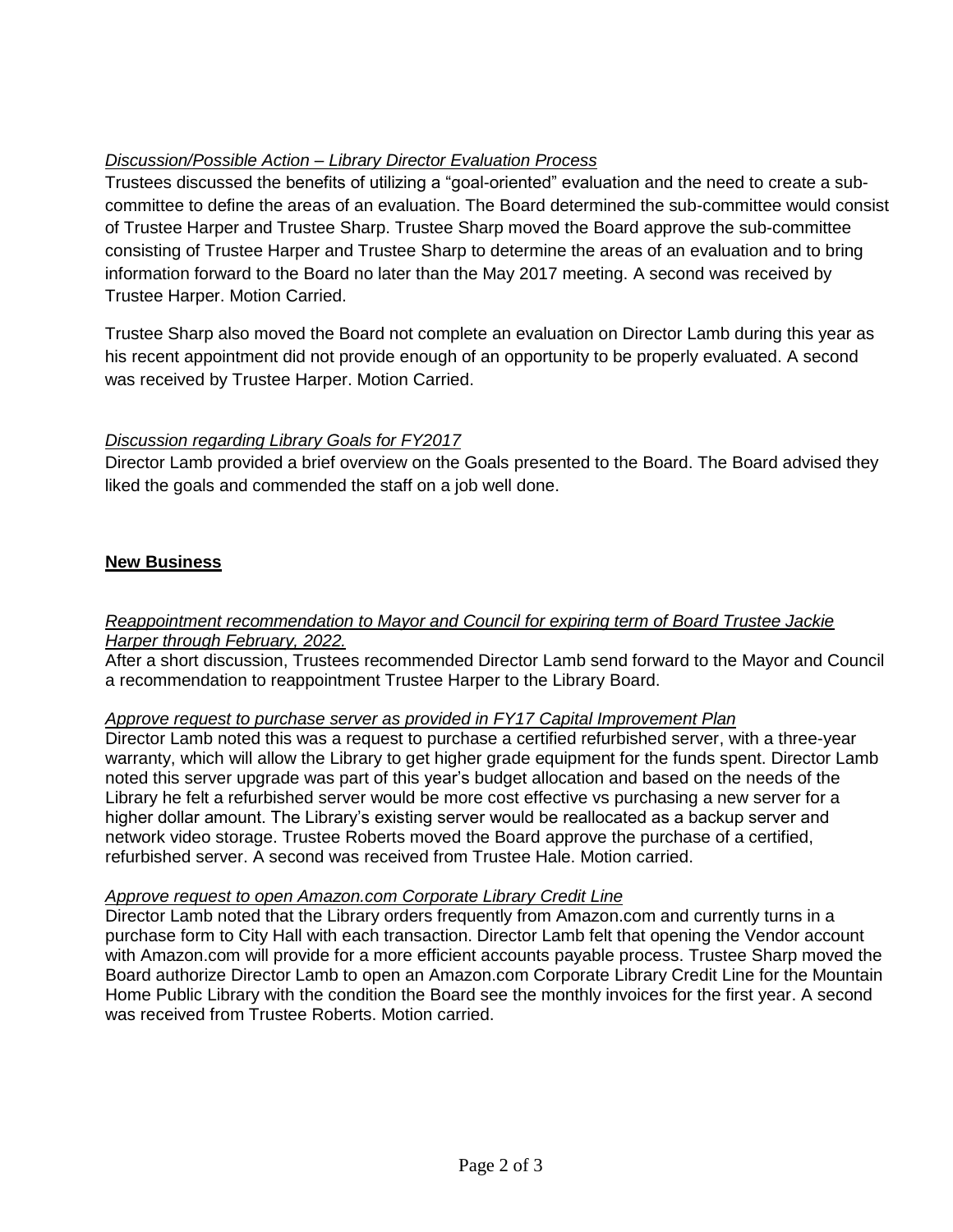*<u>Discussion/Possible Action – Library Director Evaluation Process</u>*

Trustees discussed the benefits of utilizing a "goal-oriented" evaluation and the need to create a sub-committee to define the areas of an evaluation. The Board determined the sub-committee would consist of Trustee Harper and Trustee Sharp. Trustee Sharp moved the Board approve the sub-committee consisting of Trustee Harper and Trustee Sharp to determine the areas of an evaluation and to bring information forward to the Board no later than the May 2017 meeting. A second was received by Trustee Harper. Motion Carried.

Trustee Sharp also moved the Board not complete an evaluation on Director Lamb during this year as his recent appointment did not provide enough of an opportunity to be properly evaluated. A second was received by Trustee Harper. Motion Carried.

*<u>Discussion regarding Library Goals for FY2017</u>*

Director Lamb provided a brief overview on the Goals presented to the Board. The Board advised they liked the goals and commended the staff on a job well done.

## <u>New Business</u>

*<u>Reappointment recommendation to Mayor and Council for expiring term of Board Trustee Jackie Harper through February, 2022.</u>*

After a short discussion, Trustees recommended Director Lamb send forward to the Mayor and Council a recommendation to reappointment Trustee Harper to the Library Board.

*<u>Approve request to purchase server as provided in FY17 Capital Improvement Plan</u>*

Director Lamb noted this was a request to purchase a certified refurbished server, with a three-year warranty, which will allow the Library to get higher grade equipment for the funds spent. Director Lamb noted this server upgrade was part of this year's budget allocation and based on the needs of the Library he felt a refurbished server would be more cost effective vs purchasing a new server for a higher dollar amount. The Library's existing server would be reallocated as a backup server and network video storage. Trustee Roberts moved the Board approve the purchase of a certified, refurbished server. A second was received from Trustee Hale. Motion carried.

*<u>Approve request to open Amazon.com Corporate Library Credit Line</u>*

Director Lamb noted that the Library orders frequently from Amazon.com and currently turns in a purchase form to City Hall with each transaction. Director Lamb felt that opening the Vendor account with Amazon.com will provide for a more efficient accounts payable process. Trustee Sharp moved the Board authorize Director Lamb to open an Amazon.com Corporate Library Credit Line for the Mountain Home Public Library with the condition the Board see the monthly invoices for the first year. A second was received from Trustee Roberts. Motion carried.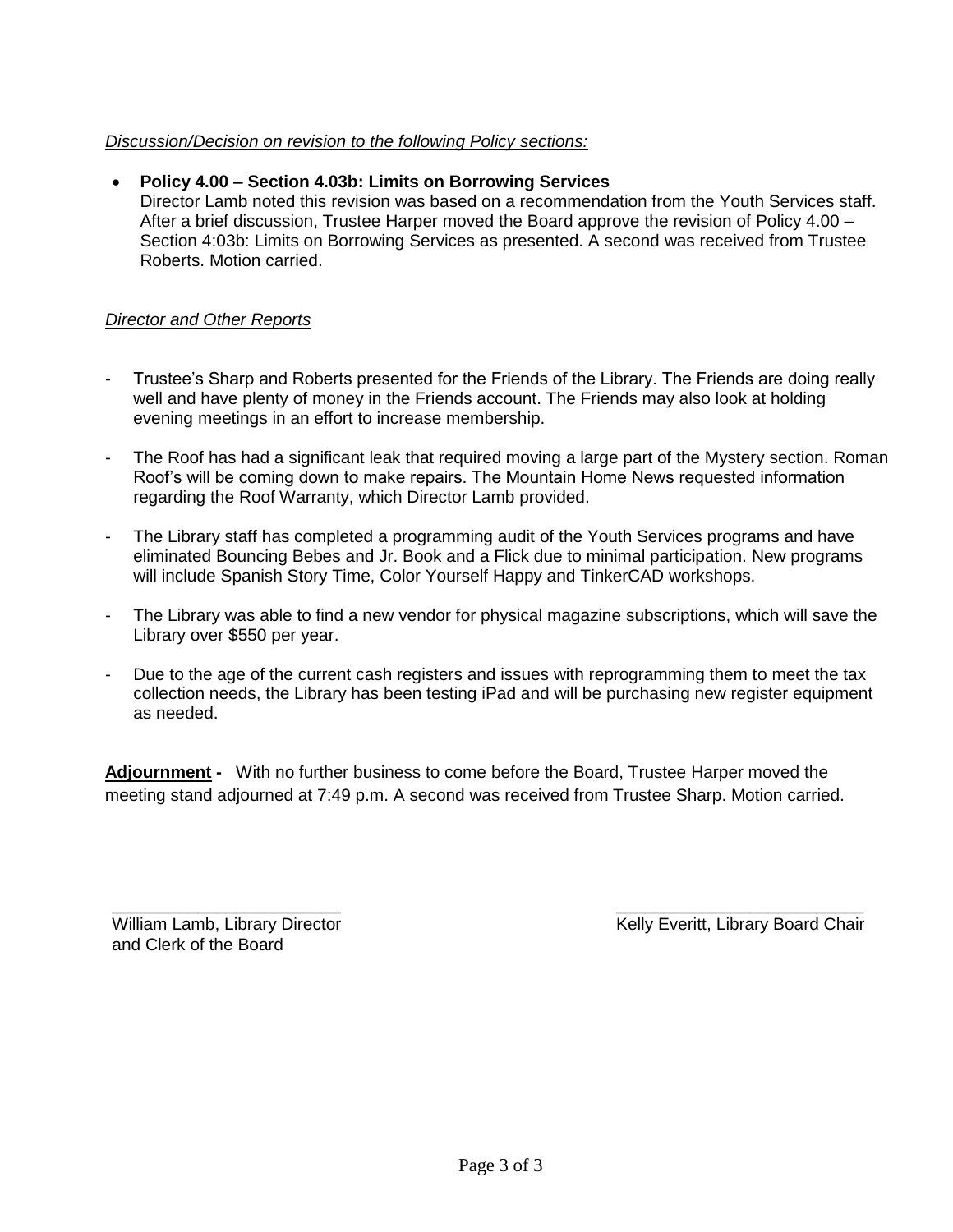*Discussion/Decision on revision to the following Policy sections:*

- **Policy 4.00 – Section 4.03b: Limits on Borrowing Services**
  Director Lamb noted this revision was based on a recommendation from the Youth Services staff. After a brief discussion, Trustee Harper moved the Board approve the revision of Policy 4.00 – Section 4:03b: Limits on Borrowing Services as presented. A second was received from Trustee Roberts. Motion carried.

*Director and Other Reports*

- Trustee's Sharp and Roberts presented for the Friends of the Library. The Friends are doing really well and have plenty of money in the Friends account. The Friends may also look at holding evening meetings in an effort to increase membership.
- The Roof has had a significant leak that required moving a large part of the Mystery section. Roman Roof's will be coming down to make repairs. The Mountain Home News requested information regarding the Roof Warranty, which Director Lamb provided.
- The Library staff has completed a programming audit of the Youth Services programs and have eliminated Bouncing Bebes and Jr. Book and a Flick due to minimal participation. New programs will include Spanish Story Time, Color Yourself Happy and TinkerCAD workshops.
- The Library was able to find a new vendor for physical magazine subscriptions, which will save the Library over $550 per year.
- Due to the age of the current cash registers and issues with reprogramming them to meet the tax collection needs, the Library has been testing iPad and will be purchasing new register equipment as needed.

**Adjournment -** With no further business to come before the Board, Trustee Harper moved the meeting stand adjourned at 7:49 p.m. A second was received from Trustee Sharp. Motion carried.

\_\_\_\_\_\_\_\_\_\_\_\_\_\_\_\_\_\_\_\_\_\_\_\_\_\_
William Lamb, Library Director
and Clerk of the Board

\_\_\_\_\_\_\_\_\_\_\_\_\_\_\_\_\_\_\_\_\_\_\_\_\_\_
Kelly Everitt, Library Board Chair